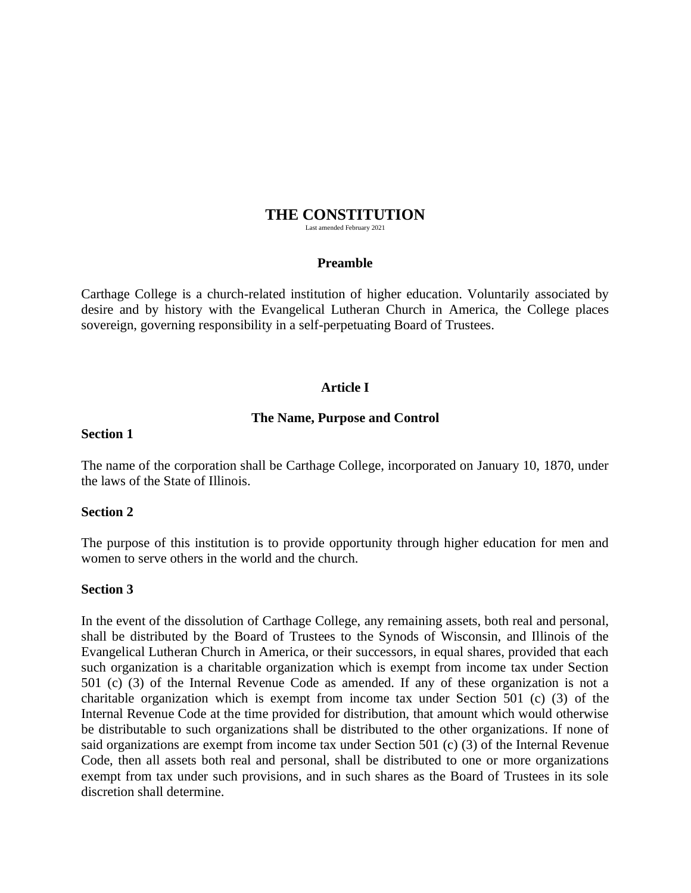# THE CONSTITUTION

Last amended February 2021

## Preamble

Carthage College is a church-related institution of higher education. Voluntarily associated by desire and by history with the Evangelical Lutheran Church in America, the College places sovereign, governing responsibility in a self-perpetuating Board of Trustees.

## Article I

## The Name, Purpose and Control

### Section 1

The name of the corporation shall be Carthage College, incorporated on January 10, 1870, under the laws of the State of Illinois.

### Section 2

The purpose of this institution is to provide opportunity through higher education for men and women to serve others in the world and the church.

### Section 3

In the event of the dissolution of Carthage College, any remaining assets, both real and personal, shall be distributed by the Board of Trustees to the Synods of Wisconsin, and Illinois of the Evangelical Lutheran Church in America, or their successors, in equal shares, provided that each such organization is a charitable organization which is exempt from income tax under Section 501 (c) (3) of the Internal Revenue Code as amended. If any of these organization is not a charitable organization which is exempt from income tax under Section 501 (c) (3) of the Internal Revenue Code at the time provided for distribution, that amount which would otherwise be distributable to such organizations shall be distributed to the other organizations. If none of said organizations are exempt from income tax under Section 501 (c) (3) of the Internal Revenue Code, then all assets both real and personal, shall be distributed to one or more organizations exempt from tax under such provisions, and in such shares as the Board of Trustees in its sole discretion shall determine.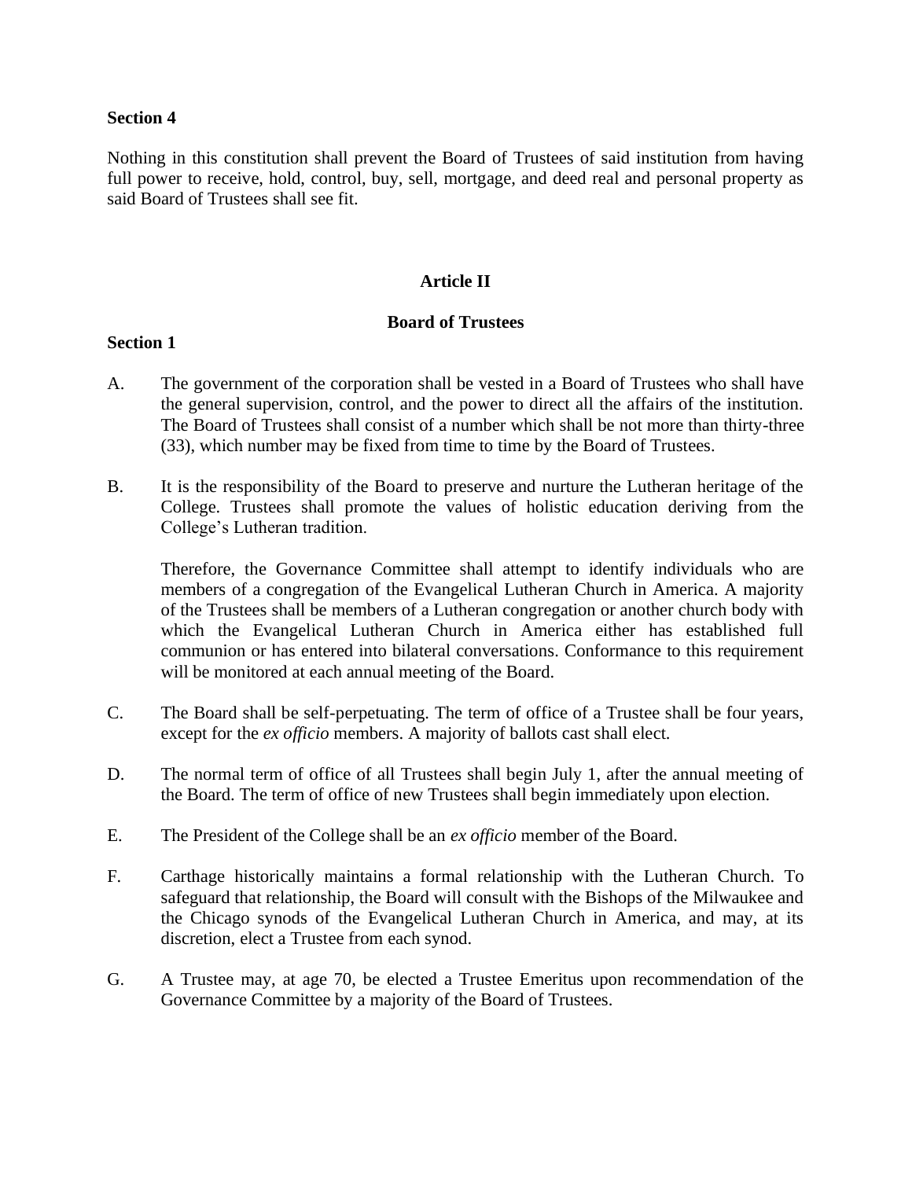**Section 4**

Nothing in this constitution shall prevent the Board of Trustees of said institution from having full power to receive, hold, control, buy, sell, mortgage, and deed real and personal property as said Board of Trustees shall see fit.

## Article II

## Board of Trustees

**Section 1**

A. The government of the corporation shall be vested in a Board of Trustees who shall have the general supervision, control, and the power to direct all the affairs of the institution. The Board of Trustees shall consist of a number which shall be not more than thirty-three (33), which number may be fixed from time to time by the Board of Trustees.

B. It is the responsibility of the Board to preserve and nurture the Lutheran heritage of the College. Trustees shall promote the values of holistic education deriving from the College's Lutheran tradition.

   Therefore, the Governance Committee shall attempt to identify individuals who are members of a congregation of the Evangelical Lutheran Church in America. A majority of the Trustees shall be members of a Lutheran congregation or another church body with which the Evangelical Lutheran Church in America either has established full communion or has entered into bilateral conversations. Conformance to this requirement will be monitored at each annual meeting of the Board.

C. The Board shall be self-perpetuating. The term of office of a Trustee shall be four years, except for the *ex officio* members. A majority of ballots cast shall elect.

D. The normal term of office of all Trustees shall begin July 1, after the annual meeting of the Board. The term of office of new Trustees shall begin immediately upon election.

E. The President of the College shall be an *ex officio* member of the Board.

F. Carthage historically maintains a formal relationship with the Lutheran Church. To safeguard that relationship, the Board will consult with the Bishops of the Milwaukee and the Chicago synods of the Evangelical Lutheran Church in America, and may, at its discretion, elect a Trustee from each synod.

G. A Trustee may, at age 70, be elected a Trustee Emeritus upon recommendation of the Governance Committee by a majority of the Board of Trustees.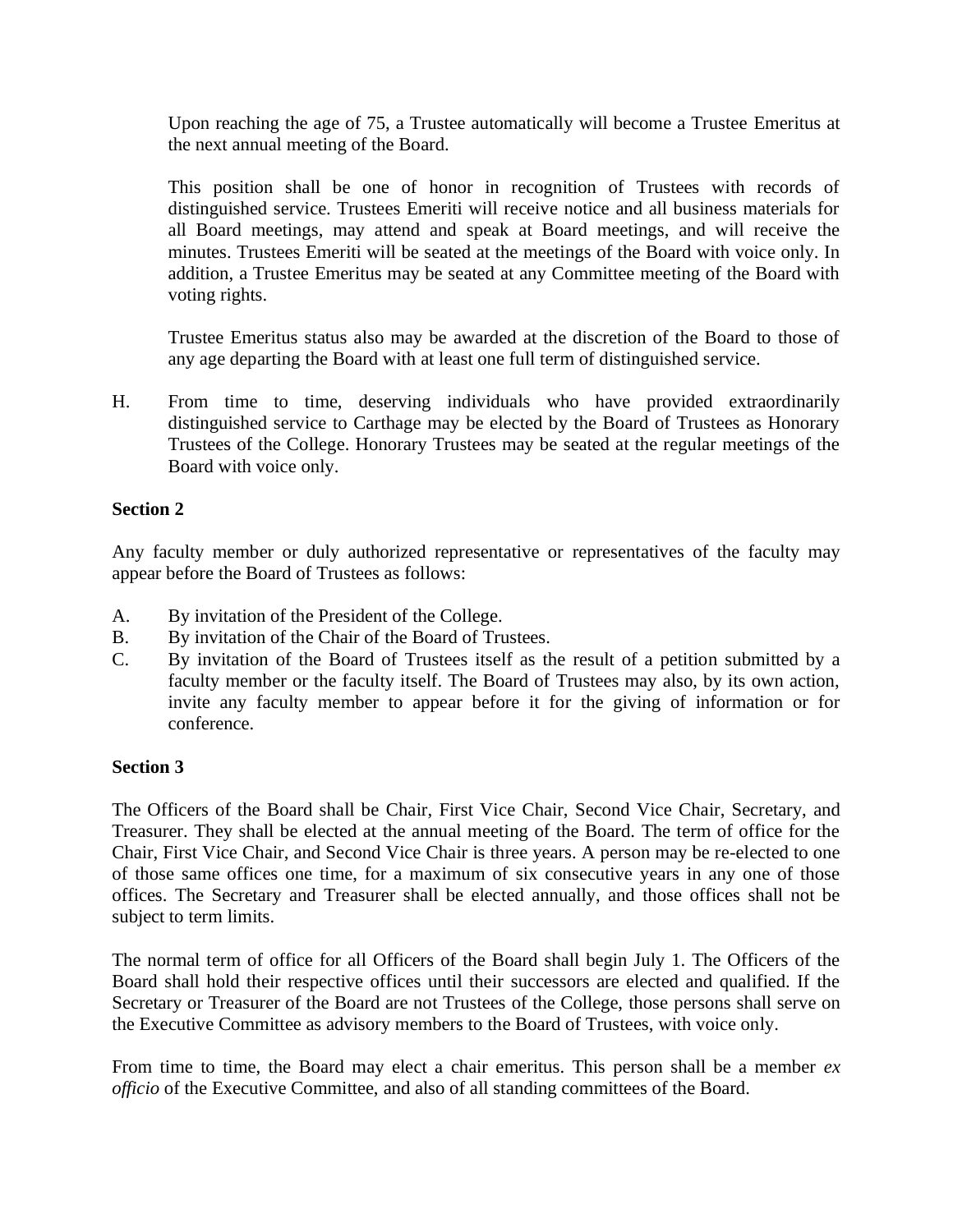Upon reaching the age of 75, a Trustee automatically will become a Trustee Emeritus at the next annual meeting of the Board.

This position shall be one of honor in recognition of Trustees with records of distinguished service. Trustees Emeriti will receive notice and all business materials for all Board meetings, may attend and speak at Board meetings, and will receive the minutes. Trustees Emeriti will be seated at the meetings of the Board with voice only. In addition, a Trustee Emeritus may be seated at any Committee meeting of the Board with voting rights.

Trustee Emeritus status also may be awarded at the discretion of the Board to those of any age departing the Board with at least one full term of distinguished service.

H. From time to time, deserving individuals who have provided extraordinarily distinguished service to Carthage may be elected by the Board of Trustees as Honorary Trustees of the College. Honorary Trustees may be seated at the regular meetings of the Board with voice only.

**Section 2**

Any faculty member or duly authorized representative or representatives of the faculty may appear before the Board of Trustees as follows:

A. By invitation of the President of the College.
B. By invitation of the Chair of the Board of Trustees.
C. By invitation of the Board of Trustees itself as the result of a petition submitted by a faculty member or the faculty itself. The Board of Trustees may also, by its own action, invite any faculty member to appear before it for the giving of information or for conference.

**Section 3**

The Officers of the Board shall be Chair, First Vice Chair, Second Vice Chair, Secretary, and Treasurer. They shall be elected at the annual meeting of the Board. The term of office for the Chair, First Vice Chair, and Second Vice Chair is three years. A person may be re-elected to one of those same offices one time, for a maximum of six consecutive years in any one of those offices. The Secretary and Treasurer shall be elected annually, and those offices shall not be subject to term limits.

The normal term of office for all Officers of the Board shall begin July 1. The Officers of the Board shall hold their respective offices until their successors are elected and qualified. If the Secretary or Treasurer of the Board are not Trustees of the College, those persons shall serve on the Executive Committee as advisory members to the Board of Trustees, with voice only.

From time to time, the Board may elect a chair emeritus. This person shall be a member *ex officio* of the Executive Committee, and also of all standing committees of the Board.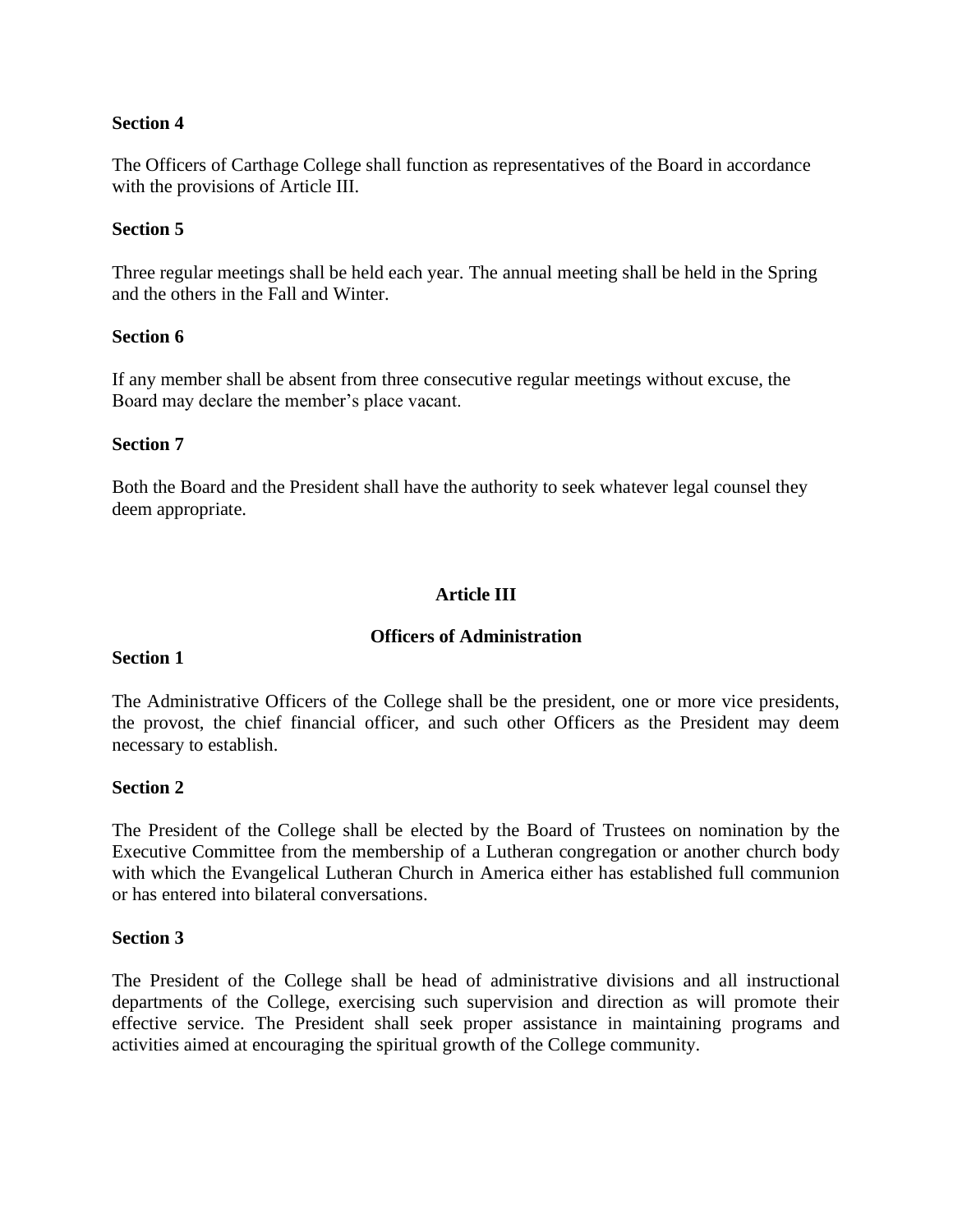**Section 4**

The Officers of Carthage College shall function as representatives of the Board in accordance with the provisions of Article III.

**Section 5**

Three regular meetings shall be held each year. The annual meeting shall be held in the Spring and the others in the Fall and Winter.

**Section 6**

If any member shall be absent from three consecutive regular meetings without excuse, the Board may declare the member's place vacant.

**Section 7**

Both the Board and the President shall have the authority to seek whatever legal counsel they deem appropriate.

## Article III

### Officers of Administration

**Section 1**

The Administrative Officers of the College shall be the president, one or more vice presidents, the provost, the chief financial officer, and such other Officers as the President may deem necessary to establish.

**Section 2**

The President of the College shall be elected by the Board of Trustees on nomination by the Executive Committee from the membership of a Lutheran congregation or another church body with which the Evangelical Lutheran Church in America either has established full communion or has entered into bilateral conversations.

**Section 3**

The President of the College shall be head of administrative divisions and all instructional departments of the College, exercising such supervision and direction as will promote their effective service. The President shall seek proper assistance in maintaining programs and activities aimed at encouraging the spiritual growth of the College community.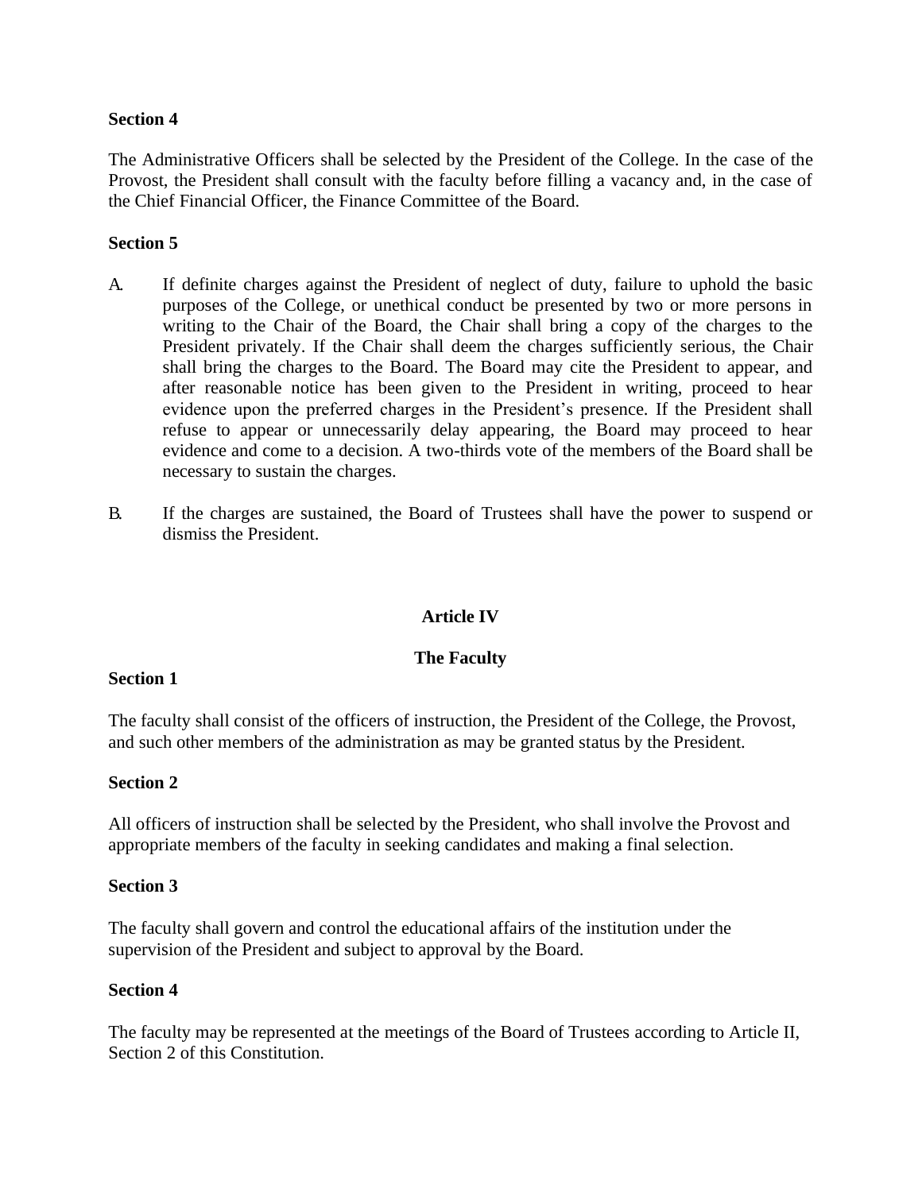**Section 4**

The Administrative Officers shall be selected by the President of the College. In the case of the Provost, the President shall consult with the faculty before filling a vacancy and, in the case of the Chief Financial Officer, the Finance Committee of the Board.

**Section 5**

A. If definite charges against the President of neglect of duty, failure to uphold the basic purposes of the College, or unethical conduct be presented by two or more persons in writing to the Chair of the Board, the Chair shall bring a copy of the charges to the President privately. If the Chair shall deem the charges sufficiently serious, the Chair shall bring the charges to the Board. The Board may cite the President to appear, and after reasonable notice has been given to the President in writing, proceed to hear evidence upon the preferred charges in the President's presence. If the President shall refuse to appear or unnecessarily delay appearing, the Board may proceed to hear evidence and come to a decision. A two-thirds vote of the members of the Board shall be necessary to sustain the charges.

B. If the charges are sustained, the Board of Trustees shall have the power to suspend or dismiss the President.

## Article IV

## The Faculty

**Section 1**

The faculty shall consist of the officers of instruction, the President of the College, the Provost, and such other members of the administration as may be granted status by the President.

**Section 2**

All officers of instruction shall be selected by the President, who shall involve the Provost and appropriate members of the faculty in seeking candidates and making a final selection.

**Section 3**

The faculty shall govern and control the educational affairs of the institution under the supervision of the President and subject to approval by the Board.

**Section 4**

The faculty may be represented at the meetings of the Board of Trustees according to Article II, Section 2 of this Constitution.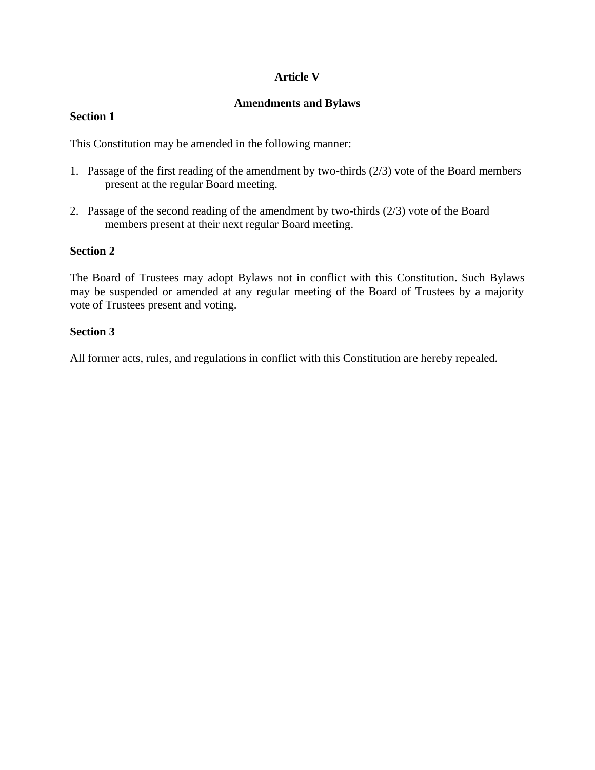## Article V

## Amendments and Bylaws

**Section 1**

This Constitution may be amended in the following manner:

1. Passage of the first reading of the amendment by two-thirds (2/3) vote of the Board members present at the regular Board meeting.

2. Passage of the second reading of the amendment by two-thirds (2/3) vote of the Board members present at their next regular Board meeting.

**Section 2**

The Board of Trustees may adopt Bylaws not in conflict with this Constitution. Such Bylaws may be suspended or amended at any regular meeting of the Board of Trustees by a majority vote of Trustees present and voting.

**Section 3**

All former acts, rules, and regulations in conflict with this Constitution are hereby repealed.